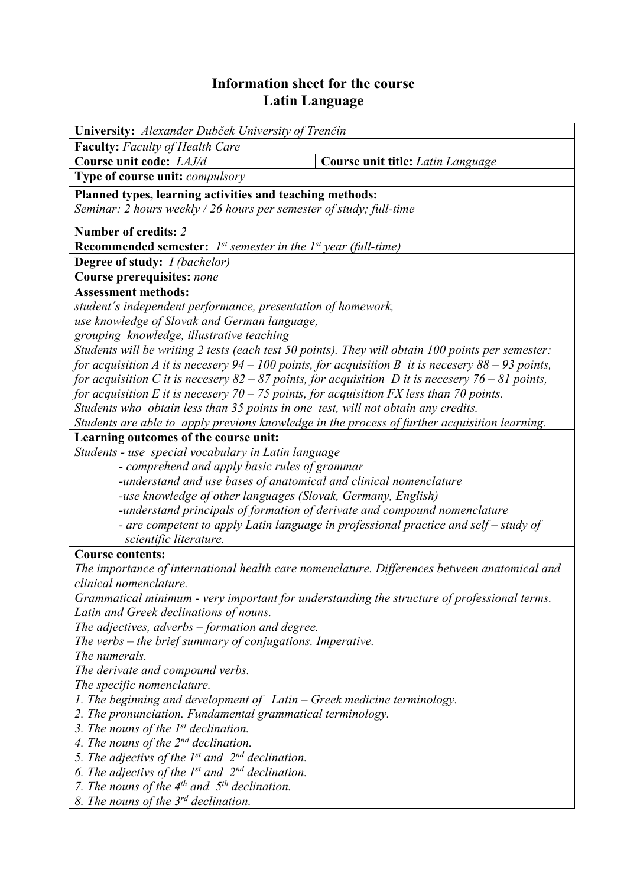# Information sheet for the course
# Latin Language

| **University:** *Alexander Dubček University of Trenčín* | |
|---|---|
| **Faculty:** *Faculty of Health Care* | |
| **Course unit code:** *LAJ/d* | **Course unit title:** *Latin Language* |
| **Type of course unit:** *compulsory* | |
| **Planned types, learning activities and teaching methods:**<br>*Seminar: 2 hours weekly / 26 hours per semester of study; full-time* | |
| **Number of credits:** *2* | |
| **Recommended semester:** *1st semester in the 1st year (full-time)* | |
| **Degree of study:** *I (bachelor)* | |
| **Course prerequisites:** *none* | |
| **Assessment methods:**<br>*student´s independent performance, presentation of homework,*<br>*use knowledge of Slovak and German language,*<br>*grouping knowledge, illustrative teaching*<br>*Students will be writing 2 tests (each test 50 points). They will obtain 100 points per semester: for acquisition A it is necesery 94 – 100 points, for acquisition B it is necesery 88 – 93 points, for acquisition C it is necesery 82 – 87 points, for acquisition D it is necesery 76 – 81 points, for acquisition E it is necesery 70 – 75 points, for acquisition FX less than 70 points.*<br>*Students who obtain less than 35 points in one test, will not obtain any credits.*<br>*Students are able to apply previons knowledge in the process of further acquisition learning.* | |
| **Learning outcomes of the course unit:**<br>*Students - use special vocabulary in Latin language*<br>*- comprehend and apply basic rules of grammar*<br>*-understand and use bases of anatomical and clinical nomenclature*<br>*-use knowledge of other languages (Slovak, Germany, English)*<br>*-understand principals of formation of derivate and compound nomenclature*<br>*- are competent to apply Latin language in professional practice and self – study of scientific literature.* | |
| **Course contents:**<br>*The importance of international health care nomenclature. Differences between anatomical and clinical nomenclature.*<br>*Grammatical minimum - very important for understanding the structure of professional terms.*<br>*Latin and Greek declinations of nouns.*<br>*The adjectives, adverbs – formation and degree.*<br>*The verbs – the brief summary of conjugations. Imperative.*<br>*The numerals.*<br>*The derivate and compound verbs.*<br>*The specific nomenclature.*<br>*1. The beginning and development of Latin – Greek medicine terminology.*<br>*2. The pronunciation. Fundamental grammatical terminology.*<br>*3. The nouns of the 1st declination.*<br>*4. The nouns of the 2nd declination.*<br>*5. The adjectivs of the 1st and 2nd declination.*<br>*6. The adjectivs of the 1st and 2nd declination.*<br>*7. The nouns of the 4th and 5th declination.*<br>*8. The nouns of the 3rd declination.* | |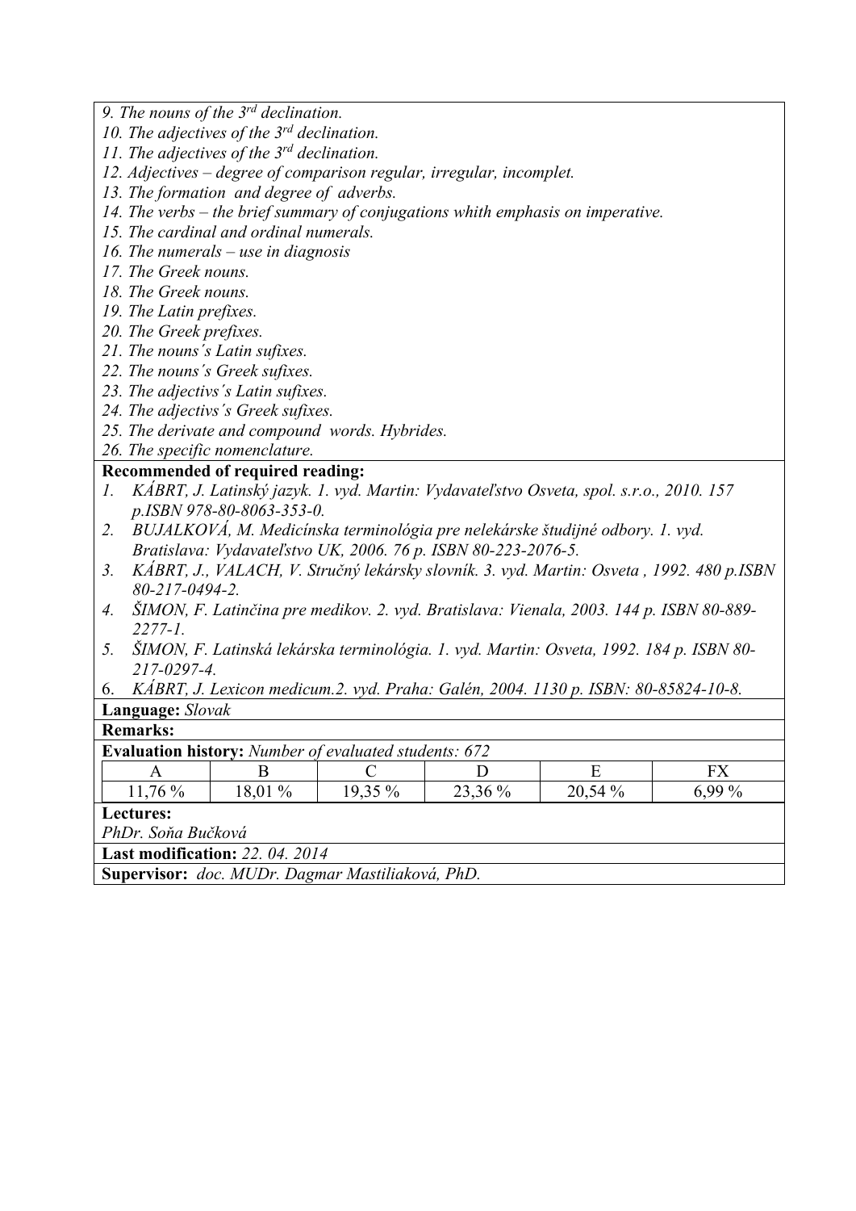*9. The nouns of the 3rd declination.*
*10. The adjectives of the 3rd declination.*
*11. The adjectives of the 3rd declination.*
*12. Adjectives – degree of comparison regular, irregular, incomplet.*
*13. The formation and degree of adverbs.*
*14. The verbs – the brief summary of conjugations whith emphasis on imperative.*
*15. The cardinal and ordinal numerals.*
*16. The numerals – use in diagnosis*
*17. The Greek nouns.*
*18. The Greek nouns.*
*19. The Latin prefixes.*
*20. The Greek prefixes.*
*21. The nouns´s Latin sufixes.*
*22. The nouns´s Greek sufixes.*
*23. The adjectivs´s Latin sufixes.*
*24. The adjectivs´s Greek sufixes.*
*25. The derivate and compound words. Hybrides.*
*26. The specific nomenclature.*

**Recommended of required reading:**

1. *KÁBRT, J. Latinský jazyk. 1. vyd. Martin: Vydavateľstvo Osveta, spol. s.r.o., 2010. 157 p.ISBN 978-80-8063-353-0.*
2. *BUJALKOVÁ, M. Medicínska terminológia pre nelekárske študijné odbory. 1. vyd. Bratislava: Vydavateľstvo UK, 2006. 76 p. ISBN 80-223-2076-5.*
3. *KÁBRT, J., VALACH, V. Stručný lekársky slovník. 3. vyd. Martin: Osveta , 1992. 480 p.ISBN 80-217-0494-2.*
4. *ŠIMON, F. Latinčina pre medikov. 2. vyd. Bratislava: Vienala, 2003. 144 p. ISBN 80-889-2277-1.*
5. *ŠIMON, F. Latinská lekárska terminológia. 1. vyd. Martin: Osveta, 1992. 184 p. ISBN 80-217-0297-4.*
6. *KÁBRT, J. Lexicon medicum.2. vyd. Praha: Galén, 2004. 1130 p. ISBN: 80-85824-10-8.*

**Language:** *Slovak*

**Remarks:**

**Evaluation history:** *Number of evaluated students: 672*

| A | B | C | D | E | FX |
|---|---|---|---|---|---|
| 11,76 % | 18,01 % | 19,35 % | 23,36 % | 20,54 % | 6,99 % |

**Lectures:**
*PhDr. Soňa Bučková*

**Last modification:** *22. 04. 2014*

**Supervisor:** *doc. MUDr. Dagmar Mastiliaková, PhD.*